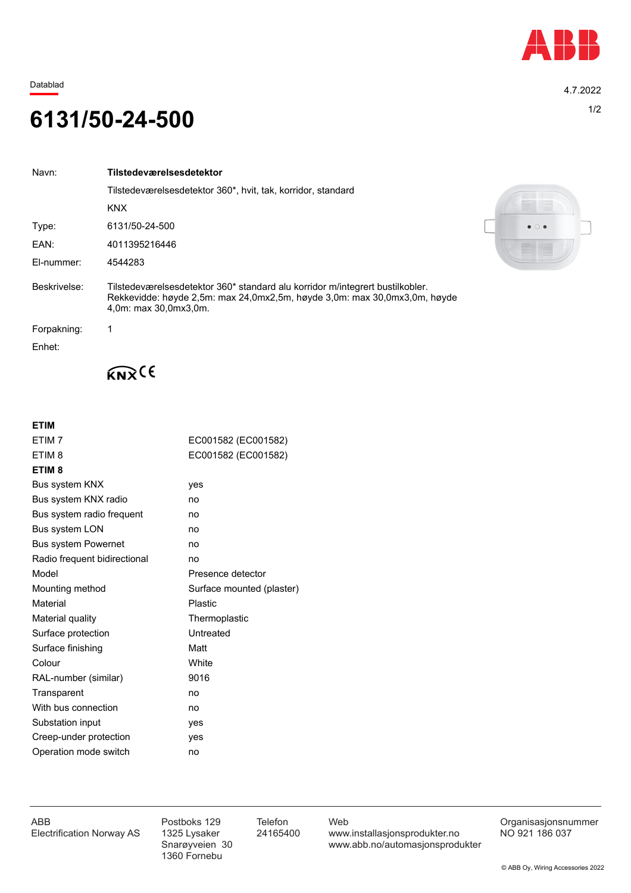Datablad

4.7.2022

# 6131/50-24-500

| | |
|---|---|
| Navn: | **Tilstedeværelsesdetektor** |
| | Tilstedeværelsesdetektor 360*, hvit, tak, korridor, standard |
| | KNX |
| Type: | 6131/50-24-500 |
| EAN: | 4011395216446 |
| El-nummer: | 4544283 |
| Beskrivelse: | Tilstedeværelsesdetektor 360* standard alu korridor m/integrert bustilkobler. Rekkevidde: høyde 2,5m: max 24,0mx2,5m, høyde 3,0m: max 30,0mx3,0m, høyde 4,0m: max 30,0mx3,0m. |
| Forpakning: | 1 |
| Enhet: | |

KNX CE

**ETIM**

| | |
|---|---|
| ETIM 7 | EC001582 (EC001582) |
| ETIM 8 | EC001582 (EC001582) |

**ETIM 8**

| | |
|---|---|
| Bus system KNX | yes |
| Bus system KNX radio | no |
| Bus system radio frequent | no |
| Bus system LON | no |
| Bus system Powernet | no |
| Radio frequent bidirectional | no |
| Model | Presence detector |
| Mounting method | Surface mounted (plaster) |
| Material | Plastic |
| Material quality | Thermoplastic |
| Surface protection | Untreated |
| Surface finishing | Matt |
| Colour | White |
| RAL-number (similar) | 9016 |
| Transparent | no |
| With bus connection | no |
| Substation input | yes |
| Creep-under protection | yes |
| Operation mode switch | no |

ABB
Electrification Norway AS

Postboks 129
1325 Lysaker
Snarøyveien 30
1360 Fornebu

Telefon
24165400

Web
www.installasjonsprodukter.no
www.abb.no/automasjonsprodukter

Organisasjonsnummer
NO 921 186 037

© ABB Oy, Wiring Accessories 2022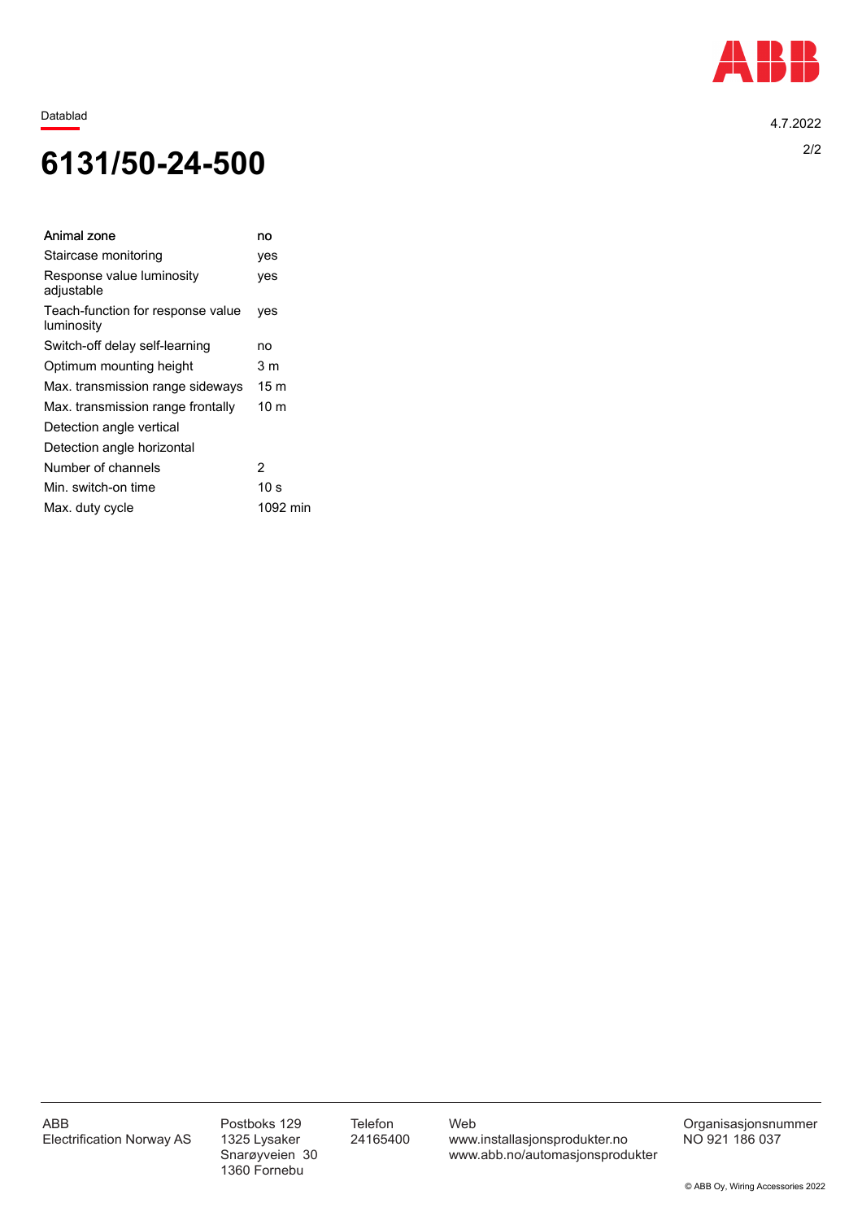Datablad

4.7.2022

# 6131/50-24-500

| | |
|---|---|
| Animal zone | no |
| Staircase monitoring | yes |
| Response value luminosity adjustable | yes |
| Teach-function for response value luminosity | yes |
| Switch-off delay self-learning | no |
| Optimum mounting height | 3 m |
| Max. transmission range sideways | 15 m |
| Max. transmission range frontally | 10 m |
| Detection angle vertical | |
| Detection angle horizontal | |
| Number of channels | 2 |
| Min. switch-on time | 10 s |
| Max. duty cycle | 1092 min |

ABB
Electrification Norway AS

Postboks 129
1325 Lysaker
Snarøyveien 30
1360 Fornebu

Telefon
24165400

Web
www.installasjonsprodukter.no
www.abb.no/automasjonsprodukter

Organisasjonsnummer
NO 921 186 037

© ABB Oy, Wiring Accessories 2022